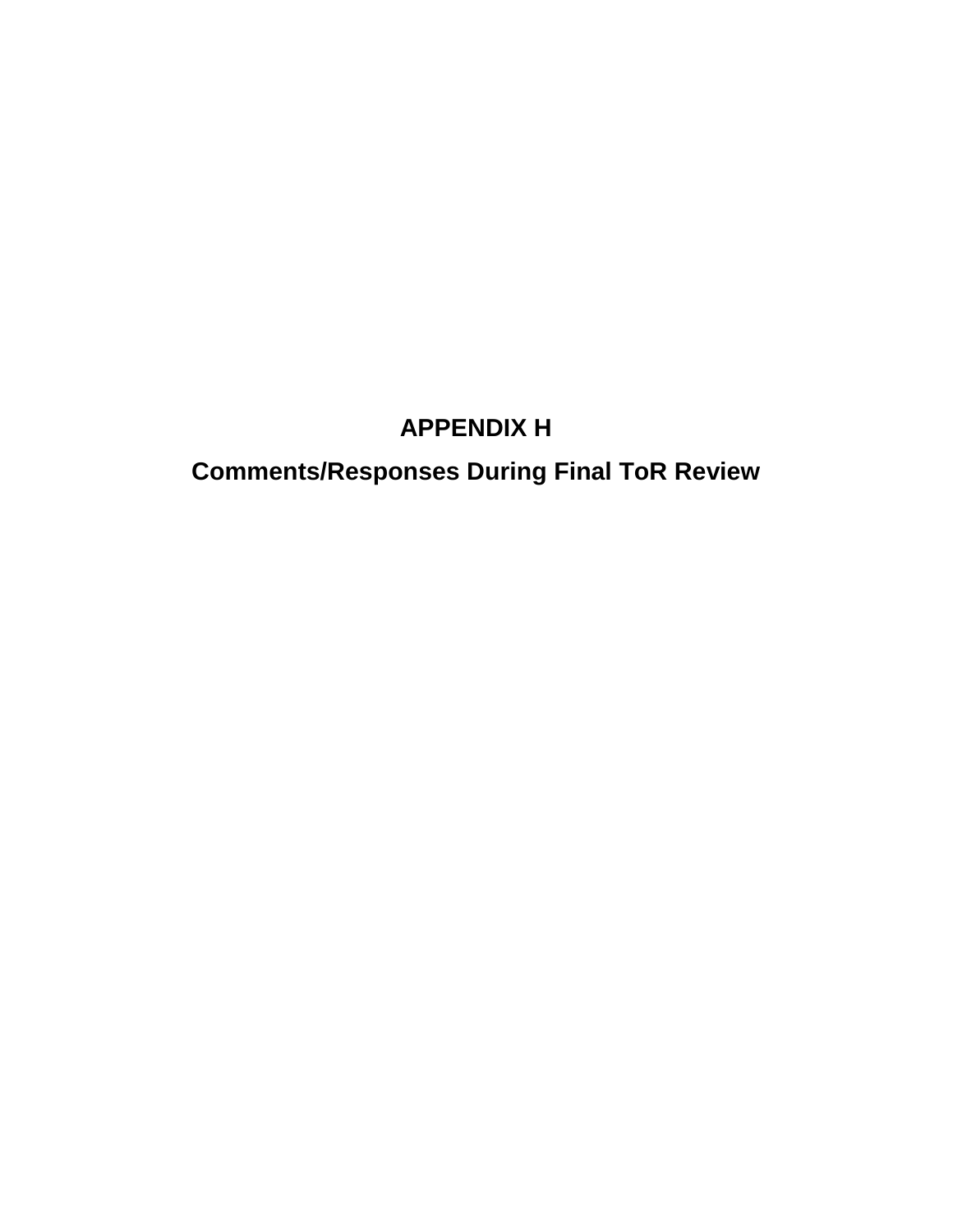# APPENDIX H

## Comments/Responses During Final ToR Review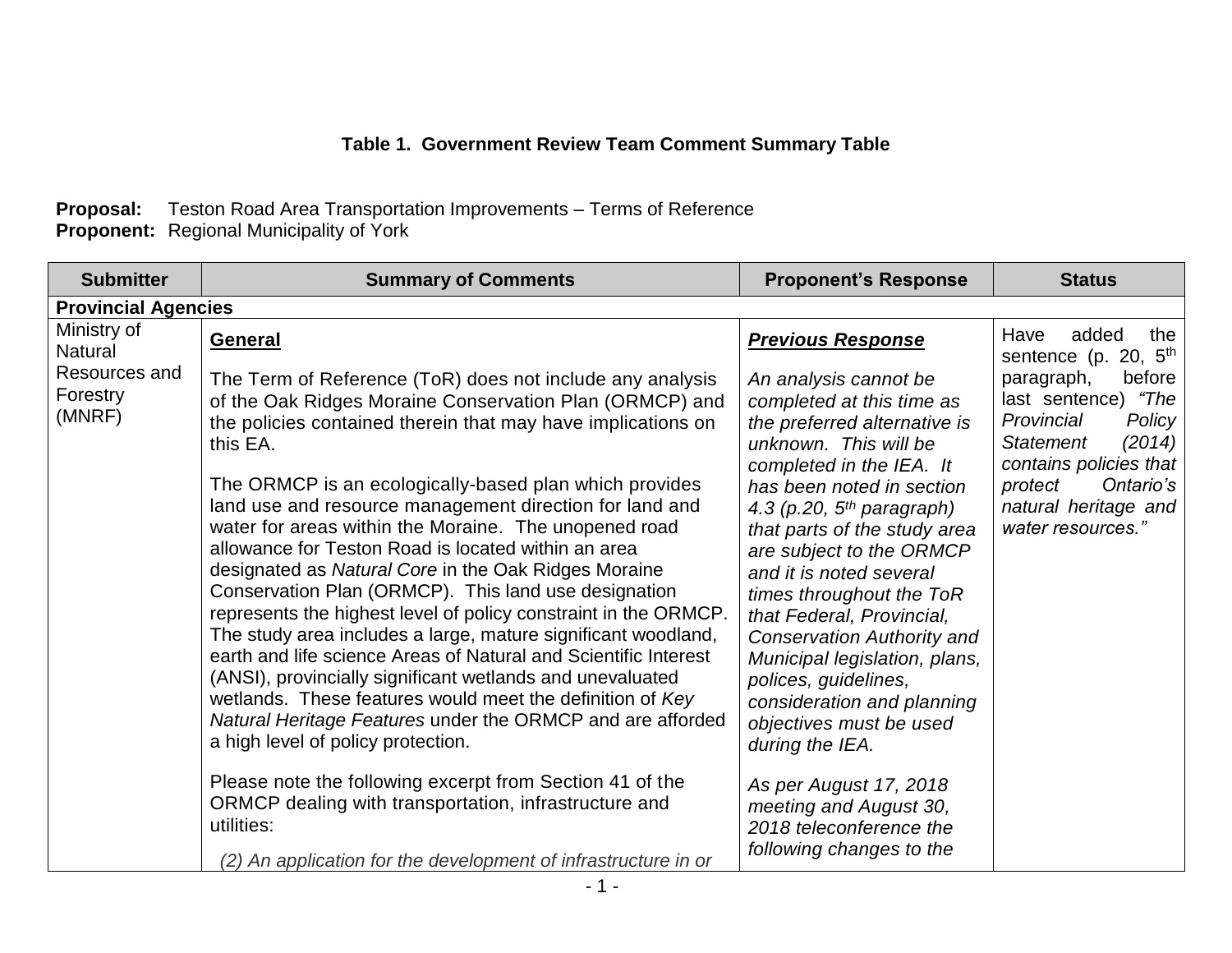**Table 1. Government Review Team Comment Summary Table**

**Proposal:** Teston Road Area Transportation Improvements – Terms of Reference
**Proponent:** Regional Municipality of York

| Submitter | Summary of Comments | Proponent's Response | Status |
|---|---|---|---|
| **Provincial Agencies** | | | |
| Ministry of Natural Resources and Forestry (MNRF) | **General**<br><br>The Term of Reference (ToR) does not include any analysis of the Oak Ridges Moraine Conservation Plan (ORMCP) and the policies contained therein that may have implications on this EA.<br><br>The ORMCP is an ecologically-based plan which provides land use and resource management direction for land and water for areas within the Moraine. The unopened road allowance for Teston Road is located within an area designated as *Natural Core* in the Oak Ridges Moraine Conservation Plan (ORMCP). This land use designation represents the highest level of policy constraint in the ORMCP. The study area includes a large, mature significant woodland, earth and life science Areas of Natural and Scientific Interest (ANSI), provincially significant wetlands and unevaluated wetlands. These features would meet the definition of *Key Natural Heritage Features* under the ORMCP and are afforded a high level of policy protection.<br><br>Please note the following excerpt from Section 41 of the ORMCP dealing with transportation, infrastructure and utilities:<br><br>*(2) An application for the development of infrastructure in or* | ***Previous Response***<br><br>*An analysis cannot be completed at this time as the preferred alternative is unknown. This will be completed in the IEA. It has been noted in section 4.3 (p.20, 5th paragraph) that parts of the study area are subject to the ORMCP and it is noted several times throughout the ToR that Federal, Provincial, Conservation Authority and Municipal legislation, plans, polices, guidelines, consideration and planning objectives must be used during the IEA.*<br><br>*As per August 17, 2018 meeting and August 30, 2018 teleconference the following changes to the* | Have added the sentence (p. 20, 5th paragraph, before last sentence) *"The Provincial Policy Statement (2014) contains policies that protect Ontario's natural heritage and water resources."* |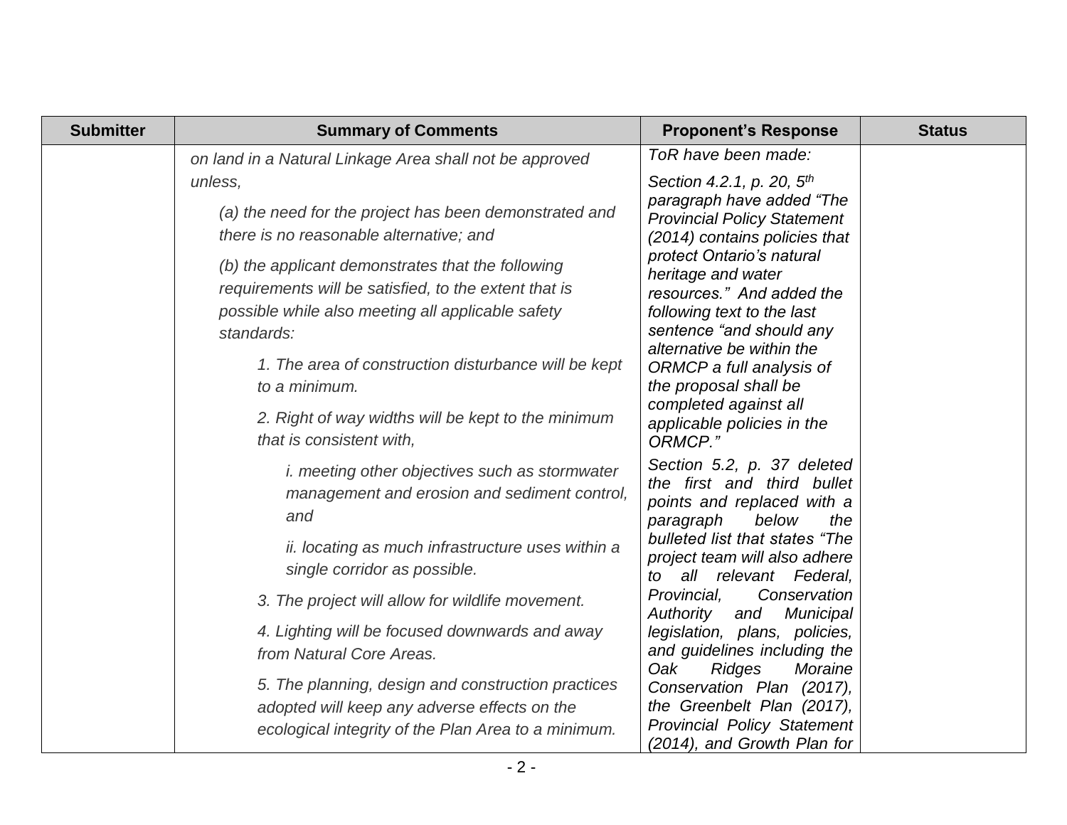| Submitter | Summary of Comments | Proponent's Response | Status |
|---|---|---|---|
| | *on land in a Natural Linkage Area shall not be approved unless,*<br><br>*(a) the need for the project has been demonstrated and there is no reasonable alternative; and*<br><br>*(b) the applicant demonstrates that the following requirements will be satisfied, to the extent that is possible while also meeting all applicable safety standards:*<br><br>*1. The area of construction disturbance will be kept to a minimum.*<br><br>*2. Right of way widths will be kept to the minimum that is consistent with,*<br><br>*i. meeting other objectives such as stormwater management and erosion and sediment control, and*<br><br>*ii. locating as much infrastructure uses within a single corridor as possible.*<br><br>*3. The project will allow for wildlife movement.*<br><br>*4. Lighting will be focused downwards and away from Natural Core Areas.*<br><br>*5. The planning, design and construction practices adopted will keep any adverse effects on the ecological integrity of the Plan Area to a minimum.* | *ToR have been made:*<br><br>*Section 4.2.1, p. 20, 5th paragraph have added "The Provincial Policy Statement (2014) contains policies that protect Ontario's natural heritage and water resources." And added the following text to the last sentence "and should any alternative be within the ORMCP a full analysis of the proposal shall be completed against all applicable policies in the ORMCP."*<br><br>*Section 5.2, p. 37 deleted the first and third bullet points and replaced with a paragraph below the bulleted list that states "The project team will also adhere to all relevant Federal, Provincial, Conservation Authority and Municipal legislation, plans, policies, and guidelines including the Oak Ridges Moraine Conservation Plan (2017), the Greenbelt Plan (2017), Provincial Policy Statement (2014), and Growth Plan for* | |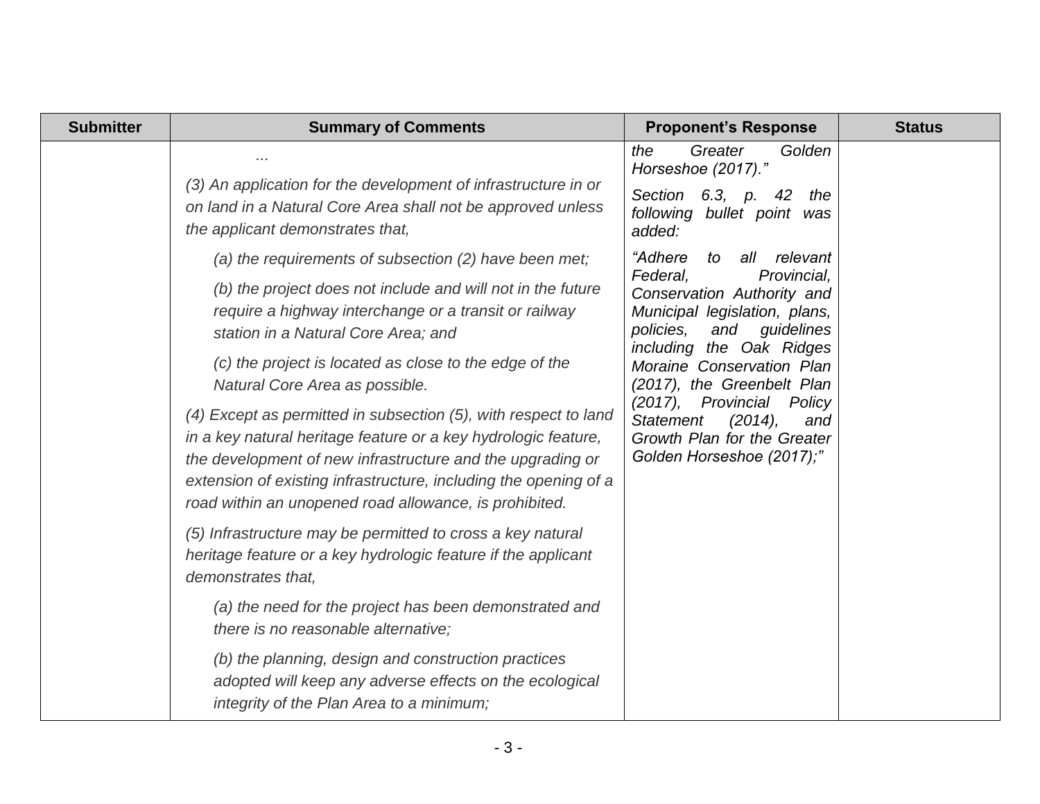| Submitter | Summary of Comments | Proponent's Response | Status |
|---|---|---|---|
| | ... <br><br> *(3) An application for the development of infrastructure in or on land in a Natural Core Area shall not be approved unless the applicant demonstrates that,* <br><br> *(a) the requirements of subsection (2) have been met;* <br><br> *(b) the project does not include and will not in the future require a highway interchange or a transit or railway station in a Natural Core Area; and* <br><br> *(c) the project is located as close to the edge of the Natural Core Area as possible.* <br><br> *(4) Except as permitted in subsection (5), with respect to land in a key natural heritage feature or a key hydrologic feature, the development of new infrastructure and the upgrading or extension of existing infrastructure, including the opening of a road within an unopened road allowance, is prohibited.* <br><br> *(5) Infrastructure may be permitted to cross a key natural heritage feature or a key hydrologic feature if the applicant demonstrates that,* <br><br> *(a) the need for the project has been demonstrated and there is no reasonable alternative;* <br><br> *(b) the planning, design and construction practices adopted will keep any adverse effects on the ecological integrity of the Plan Area to a minimum;* | *the Greater Golden Horseshoe (2017)."* <br><br> *Section 6.3, p. 42 the following bullet point was added:* <br><br> *"Adhere to all relevant Federal, Provincial, Conservation Authority and Municipal legislation, plans, policies, and guidelines including the Oak Ridges Moraine Conservation Plan (2017), the Greenbelt Plan (2017), Provincial Policy Statement (2014), and Growth Plan for the Greater Golden Horseshoe (2017);"* | |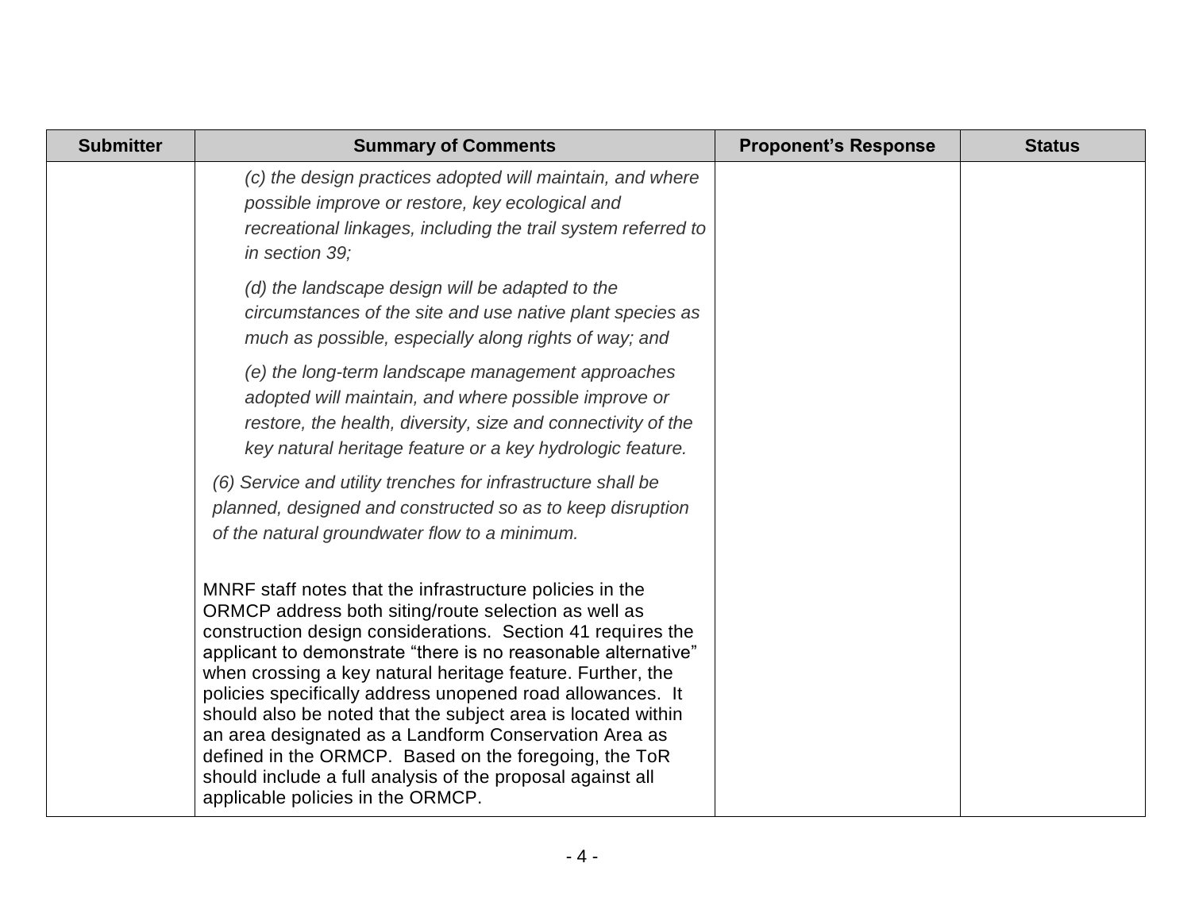| Submitter | Summary of Comments | Proponent's Response | Status |
|---|---|---|---|
| | *(c) the design practices adopted will maintain, and where possible improve or restore, key ecological and recreational linkages, including the trail system referred to in section 39;*<br><br>*(d) the landscape design will be adapted to the circumstances of the site and use native plant species as much as possible, especially along rights of way; and*<br><br>*(e) the long-term landscape management approaches adopted will maintain, and where possible improve or restore, the health, diversity, size and connectivity of the key natural heritage feature or a key hydrologic feature.*<br><br>*(6) Service and utility trenches for infrastructure shall be planned, designed and constructed so as to keep disruption of the natural groundwater flow to a minimum.*<br><br>MNRF staff notes that the infrastructure policies in the ORMCP address both siting/route selection as well as construction design considerations. Section 41 requires the applicant to demonstrate "there is no reasonable alternative" when crossing a key natural heritage feature. Further, the policies specifically address unopened road allowances. It should also be noted that the subject area is located within an area designated as a Landform Conservation Area as defined in the ORMCP. Based on the foregoing, the ToR should include a full analysis of the proposal against all applicable policies in the ORMCP. | | |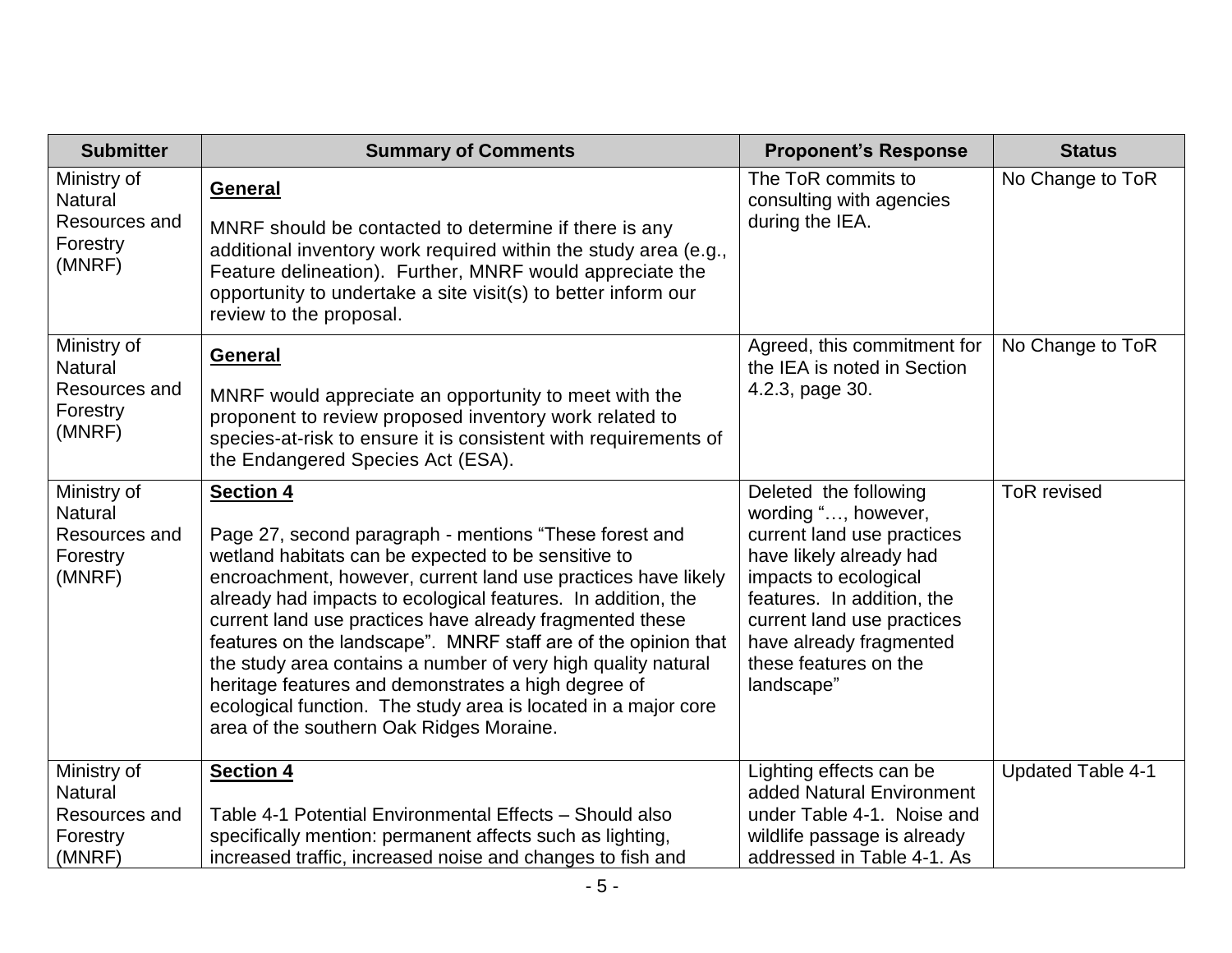| Submitter | Summary of Comments | Proponent's Response | Status |
|---|---|---|---|
| Ministry of Natural Resources and Forestry (MNRF) | **General**<br><br>MNRF should be contacted to determine if there is any additional inventory work required within the study area (e.g., Feature delineation). Further, MNRF would appreciate the opportunity to undertake a site visit(s) to better inform our review to the proposal. | The ToR commits to consulting with agencies during the IEA. | No Change to ToR |
| Ministry of Natural Resources and Forestry (MNRF) | **General**<br><br>MNRF would appreciate an opportunity to meet with the proponent to review proposed inventory work related to species-at-risk to ensure it is consistent with requirements of the Endangered Species Act (ESA). | Agreed, this commitment for the IEA is noted in Section 4.2.3, page 30. | No Change to ToR |
| Ministry of Natural Resources and Forestry (MNRF) | **Section 4**<br><br>Page 27, second paragraph - mentions "These forest and wetland habitats can be expected to be sensitive to encroachment, however, current land use practices have likely already had impacts to ecological features. In addition, the current land use practices have already fragmented these features on the landscape". MNRF staff are of the opinion that the study area contains a number of very high quality natural heritage features and demonstrates a high degree of ecological function. The study area is located in a major core area of the southern Oak Ridges Moraine. | Deleted the following wording "…, however, current land use practices have likely already had impacts to ecological features. In addition, the current land use practices have already fragmented these features on the landscape" | ToR revised |
| Ministry of Natural Resources and Forestry (MNRF) | **Section 4**<br><br>Table 4-1 Potential Environmental Effects – Should also specifically mention: permanent affects such as lighting, increased traffic, increased noise and changes to fish and | Lighting effects can be added Natural Environment under Table 4-1. Noise and wildlife passage is already addressed in Table 4-1. As | Updated Table 4-1 |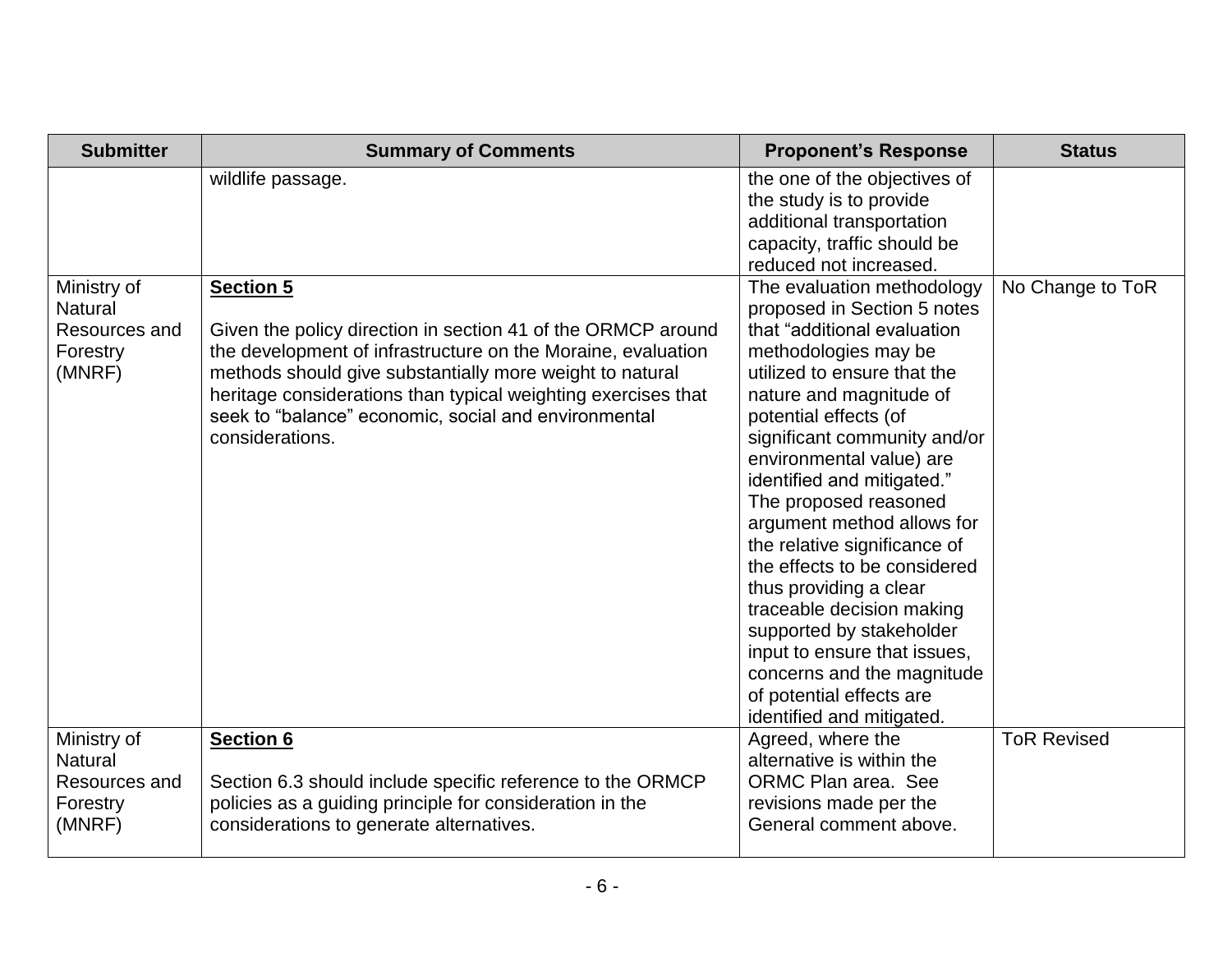| Submitter | Summary of Comments | Proponent's Response | Status |
|---|---|---|---|
| | wildlife passage. | the one of the objectives of the study is to provide additional transportation capacity, traffic should be reduced not increased. | |
| Ministry of Natural Resources and Forestry (MNRF) | **Section 5**<br><br>Given the policy direction in section 41 of the ORMCP around the development of infrastructure on the Moraine, evaluation methods should give substantially more weight to natural heritage considerations than typical weighting exercises that seek to "balance" economic, social and environmental considerations. | The evaluation methodology proposed in Section 5 notes that "additional evaluation methodologies may be utilized to ensure that the nature and magnitude of potential effects (of significant community and/or environmental value) are identified and mitigated." The proposed reasoned argument method allows for the relative significance of the effects to be considered thus providing a clear traceable decision making supported by stakeholder input to ensure that issues, concerns and the magnitude of potential effects are identified and mitigated. | No Change to ToR |
| Ministry of Natural Resources and Forestry (MNRF) | **Section 6**<br><br>Section 6.3 should include specific reference to the ORMCP policies as a guiding principle for consideration in the considerations to generate alternatives. | Agreed, where the alternative is within the ORMC Plan area. See revisions made per the General comment above. | ToR Revised |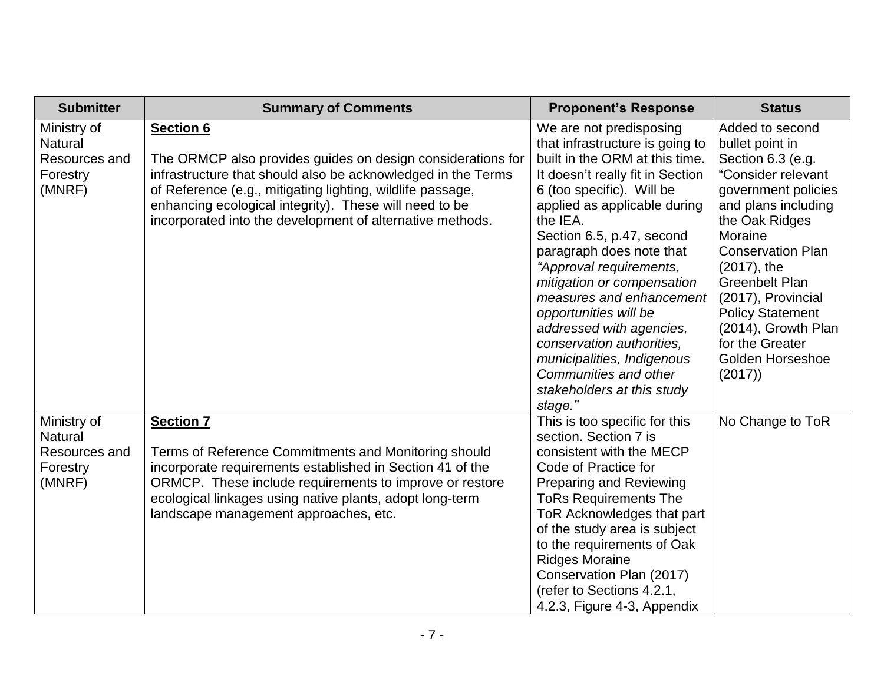| Submitter | Summary of Comments | Proponent's Response | Status |
|---|---|---|---|
| Ministry of Natural Resources and Forestry (MNRF) | **Section 6**<br><br>The ORMCP also provides guides on design considerations for infrastructure that should also be acknowledged in the Terms of Reference (e.g., mitigating lighting, wildlife passage, enhancing ecological integrity). These will need to be incorporated into the development of alternative methods. | We are not predisposing that infrastructure is going to built in the ORM at this time. It doesn't really fit in Section 6 (too specific). Will be applied as applicable during the IEA.<br>Section 6.5, p.47, second paragraph does note that *"Approval requirements, mitigation or compensation measures and enhancement opportunities will be addressed with agencies, conservation authorities, municipalities, Indigenous Communities and other stakeholders at this study stage."* | Added to second bullet point in Section 6.3 (e.g. "Consider relevant government policies and plans including the Oak Ridges Moraine Conservation Plan (2017), the Greenbelt Plan (2017), Provincial Policy Statement (2014), Growth Plan for the Greater Golden Horseshoe (2017)) |
| Ministry of Natural Resources and Forestry (MNRF) | **Section 7**<br><br>Terms of Reference Commitments and Monitoring should incorporate requirements established in Section 41 of the ORMCP. These include requirements to improve or restore ecological linkages using native plants, adopt long-term landscape management approaches, etc. | This is too specific for this section. Section 7 is consistent with the MECP Code of Practice for Preparing and Reviewing ToRs Requirements The ToR Acknowledges that part of the study area is subject to the requirements of Oak Ridges Moraine Conservation Plan (2017) (refer to Sections 4.2.1, 4.2.3, Figure 4-3, Appendix | No Change to ToR |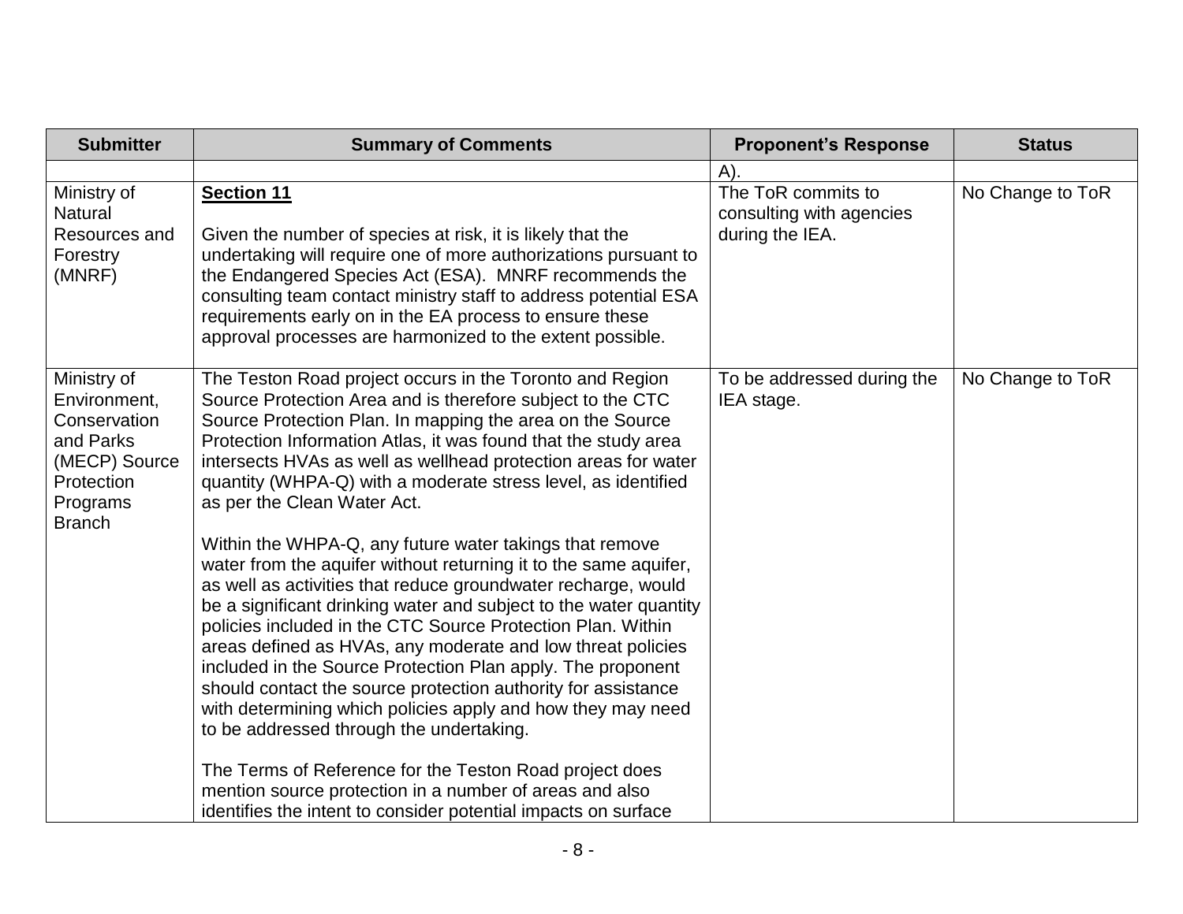| Submitter | Summary of Comments | Proponent's Response | Status |
|---|---|---|---|
| | | A). | |
| Ministry of Natural Resources and Forestry (MNRF) | **Section 11**<br><br>Given the number of species at risk, it is likely that the undertaking will require one of more authorizations pursuant to the Endangered Species Act (ESA). MNRF recommends the consulting team contact ministry staff to address potential ESA requirements early on in the EA process to ensure these approval processes are harmonized to the extent possible. | The ToR commits to consulting with agencies during the IEA. | No Change to ToR |
| Ministry of Environment, Conservation and Parks (MECP) Source Protection Programs Branch | The Teston Road project occurs in the Toronto and Region Source Protection Area and is therefore subject to the CTC Source Protection Plan. In mapping the area on the Source Protection Information Atlas, it was found that the study area intersects HVAs as well as wellhead protection areas for water quantity (WHPA-Q) with a moderate stress level, as identified as per the Clean Water Act.<br><br>Within the WHPA-Q, any future water takings that remove water from the aquifer without returning it to the same aquifer, as well as activities that reduce groundwater recharge, would be a significant drinking water and subject to the water quantity policies included in the CTC Source Protection Plan. Within areas defined as HVAs, any moderate and low threat policies included in the Source Protection Plan apply. The proponent should contact the source protection authority for assistance with determining which policies apply and how they may need to be addressed through the undertaking.<br><br>The Terms of Reference for the Teston Road project does mention source protection in a number of areas and also identifies the intent to consider potential impacts on surface | To be addressed during the IEA stage. | No Change to ToR |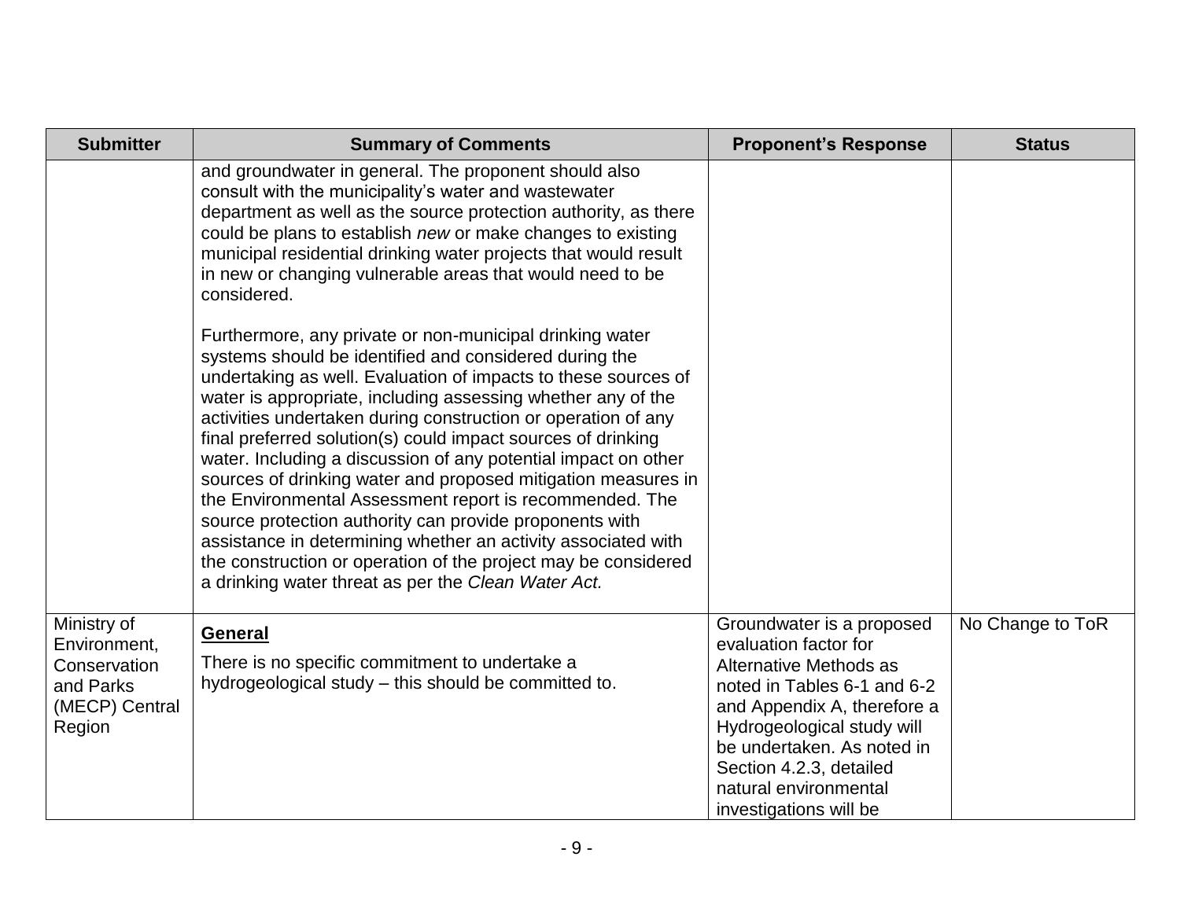| Submitter | Summary of Comments | Proponent's Response | Status |
|---|---|---|---|
| | and groundwater in general. The proponent should also consult with the municipality's water and wastewater department as well as the source protection authority, as there could be plans to establish *new* or make changes to existing municipal residential drinking water projects that would result in new or changing vulnerable areas that would need to be considered.<br><br>Furthermore, any private or non-municipal drinking water systems should be identified and considered during the undertaking as well. Evaluation of impacts to these sources of water is appropriate, including assessing whether any of the activities undertaken during construction or operation of any final preferred solution(s) could impact sources of drinking water. Including a discussion of any potential impact on other sources of drinking water and proposed mitigation measures in the Environmental Assessment report is recommended. The source protection authority can provide proponents with assistance in determining whether an activity associated with the construction or operation of the project may be considered a drinking water threat as per the *Clean Water Act.* | | |
| Ministry of Environment, Conservation and Parks (MECP) Central Region | **General**<br><br>There is no specific commitment to undertake a hydrogeological study – this should be committed to. | Groundwater is a proposed evaluation factor for Alternative Methods as noted in Tables 6-1 and 6-2 and Appendix A, therefore a Hydrogeological study will be undertaken. As noted in Section 4.2.3, detailed natural environmental investigations will be | No Change to ToR |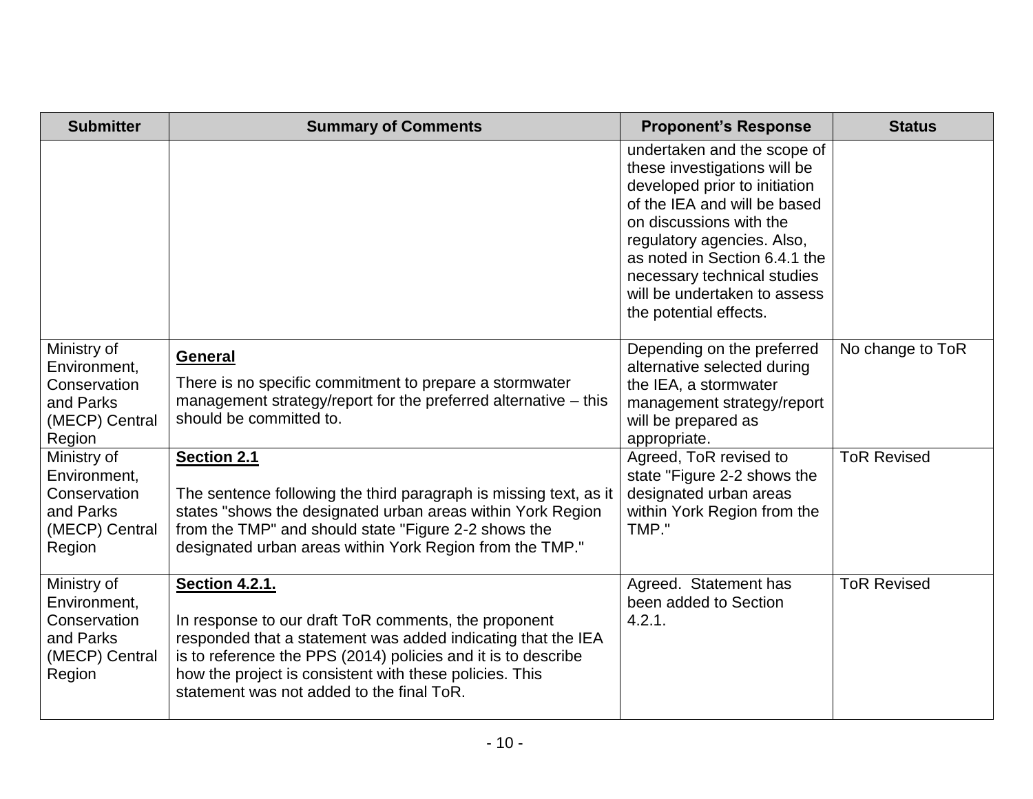| Submitter | Summary of Comments | Proponent's Response | Status |
|---|---|---|---|
| | | undertaken and the scope of these investigations will be developed prior to initiation of the IEA and will be based on discussions with the regulatory agencies. Also, as noted in Section 6.4.1 the necessary technical studies will be undertaken to assess the potential effects. | |
| Ministry of Environment, Conservation and Parks (MECP) Central Region | **General**<br><br>There is no specific commitment to prepare a stormwater management strategy/report for the preferred alternative – this should be committed to. | Depending on the preferred alternative selected during the IEA, a stormwater management strategy/report will be prepared as appropriate. | No change to ToR |
| Ministry of Environment, Conservation and Parks (MECP) Central Region | **Section 2.1**<br><br>The sentence following the third paragraph is missing text, as it states "shows the designated urban areas within York Region from the TMP" and should state "Figure 2-2 shows the designated urban areas within York Region from the TMP." | Agreed, ToR revised to state "Figure 2-2 shows the designated urban areas within York Region from the TMP." | ToR Revised |
| Ministry of Environment, Conservation and Parks (MECP) Central Region | **Section 4.2.1.**<br><br>In response to our draft ToR comments, the proponent responded that a statement was added indicating that the IEA is to reference the PPS (2014) policies and it is to describe how the project is consistent with these policies. This statement was not added to the final ToR. | Agreed. Statement has been added to Section 4.2.1. | ToR Revised |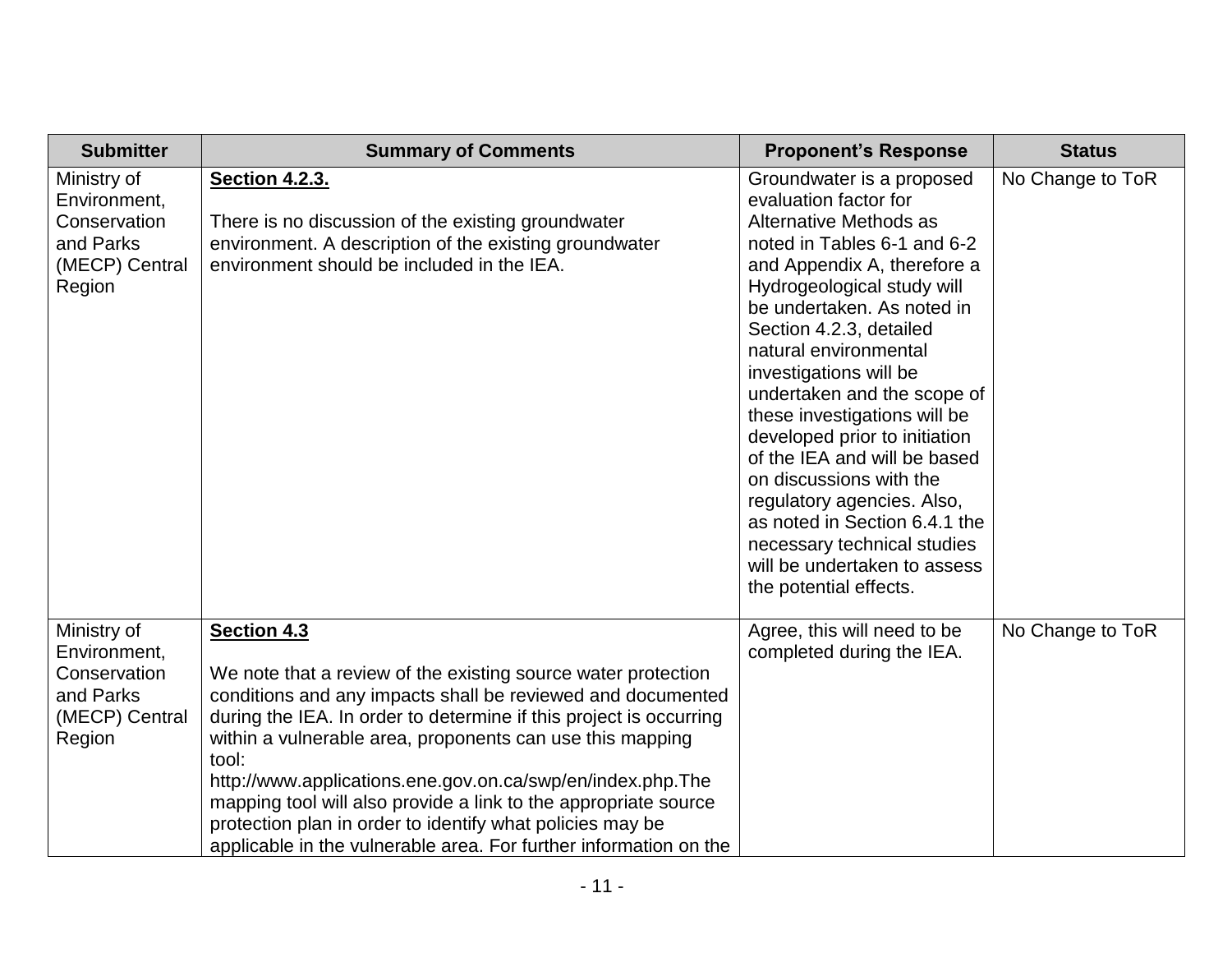| Submitter | Summary of Comments | Proponent's Response | Status |
| --- | --- | --- | --- |
| Ministry of Environment, Conservation and Parks (MECP) Central Region | **Section 4.2.3.**<br><br>There is no discussion of the existing groundwater environment. A description of the existing groundwater environment should be included in the IEA. | Groundwater is a proposed evaluation factor for Alternative Methods as noted in Tables 6-1 and 6-2 and Appendix A, therefore a Hydrogeological study will be undertaken. As noted in Section 4.2.3, detailed natural environmental investigations will be undertaken and the scope of these investigations will be developed prior to initiation of the IEA and will be based on discussions with the regulatory agencies. Also, as noted in Section 6.4.1 the necessary technical studies will be undertaken to assess the potential effects. | No Change to ToR |
| Ministry of Environment, Conservation and Parks (MECP) Central Region | **Section 4.3**<br><br>We note that a review of the existing source water protection conditions and any impacts shall be reviewed and documented during the IEA. In order to determine if this project is occurring within a vulnerable area, proponents can use this mapping tool: http://www.applications.ene.gov.on.ca/swp/en/index.php.The mapping tool will also provide a link to the appropriate source protection plan in order to identify what policies may be applicable in the vulnerable area. For further information on the | Agree, this will need to be completed during the IEA. | No Change to ToR |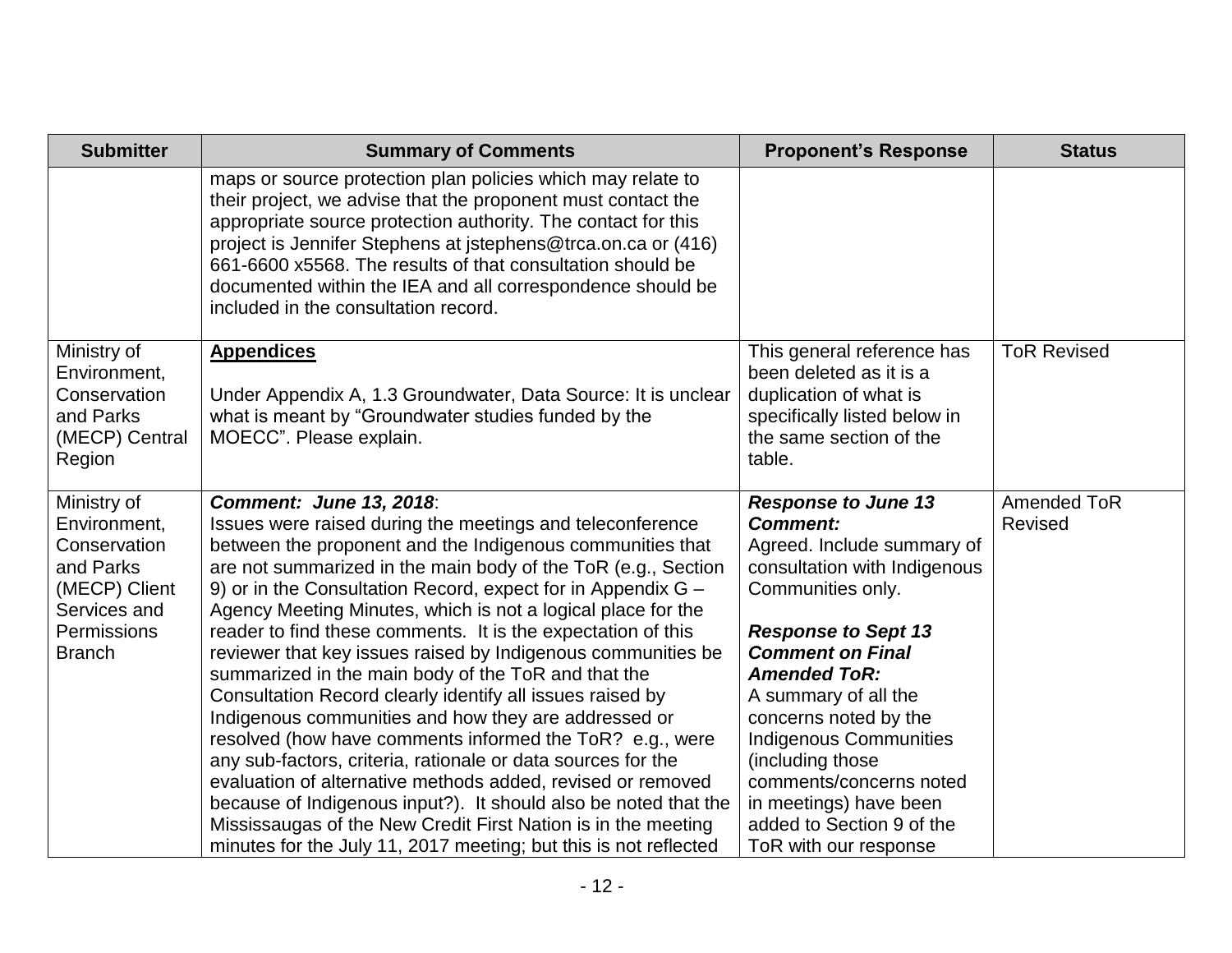| Submitter | Summary of Comments | Proponent's Response | Status |
|---|---|---|---|
| | maps or source protection plan policies which may relate to their project, we advise that the proponent must contact the appropriate source protection authority. The contact for this project is Jennifer Stephens at jstephens@trca.on.ca or (416) 661-6600 x5568. The results of that consultation should be documented within the IEA and all correspondence should be included in the consultation record. | | |
| Ministry of Environment, Conservation and Parks (MECP) Central Region | **<u>Appendices</u>**<br><br>Under Appendix A, 1.3 Groundwater, Data Source: It is unclear what is meant by "Groundwater studies funded by the MOECC". Please explain. | This general reference has been deleted as it is a duplication of what is specifically listed below in the same section of the table. | ToR Revised |
| Ministry of Environment, Conservation and Parks (MECP) Client Services and Permissions Branch | ***Comment: June 13, 2018***:<br>Issues were raised during the meetings and teleconference between the proponent and the Indigenous communities that are not summarized in the main body of the ToR (e.g., Section 9) or in the Consultation Record, expect for in Appendix G – Agency Meeting Minutes, which is not a logical place for the reader to find these comments. It is the expectation of this reviewer that key issues raised by Indigenous communities be summarized in the main body of the ToR and that the Consultation Record clearly identify all issues raised by Indigenous communities and how they are addressed or resolved (how have comments informed the ToR? e.g., were any sub-factors, criteria, rationale or data sources for the evaluation of alternative methods added, revised or removed because of Indigenous input?). It should also be noted that the Mississaugas of the New Credit First Nation is in the meeting minutes for the July 11, 2017 meeting; but this is not reflected | ***Response to June 13 Comment:***<br>Agreed. Include summary of consultation with Indigenous Communities only.<br><br>***Response to Sept 13 Comment on Final Amended ToR:***<br>A summary of all the concerns noted by the Indigenous Communities (including those comments/concerns noted in meetings) have been added to Section 9 of the ToR with our response | Amended ToR Revised |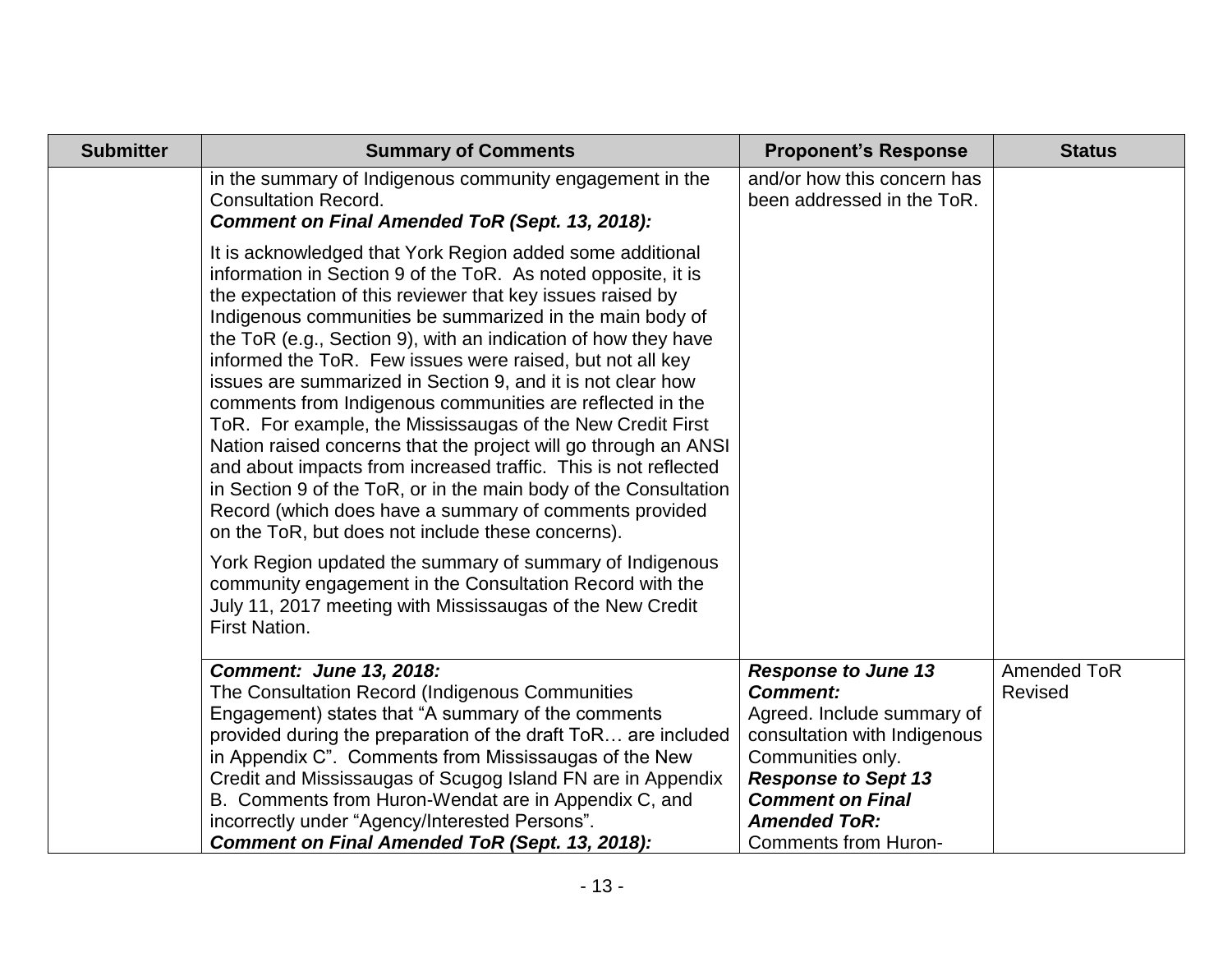| Submitter | Summary of Comments | Proponent's Response | Status |
|---|---|---|---|
| | in the summary of Indigenous community engagement in the Consultation Record.<br>***Comment on Final Amended ToR (Sept. 13, 2018):***<br><br>It is acknowledged that York Region added some additional information in Section 9 of the ToR. As noted opposite, it is the expectation of this reviewer that key issues raised by Indigenous communities be summarized in the main body of the ToR (e.g., Section 9), with an indication of how they have informed the ToR. Few issues were raised, but not all key issues are summarized in Section 9, and it is not clear how comments from Indigenous communities are reflected in the ToR. For example, the Mississaugas of the New Credit First Nation raised concerns that the project will go through an ANSI and about impacts from increased traffic. This is not reflected in Section 9 of the ToR, or in the main body of the Consultation Record (which does have a summary of comments provided on the ToR, but does not include these concerns).<br><br>York Region updated the summary of summary of Indigenous community engagement in the Consultation Record with the July 11, 2017 meeting with Mississaugas of the New Credit First Nation. | and/or how this concern has been addressed in the ToR. | |
| | ***Comment: June 13, 2018:***<br>The Consultation Record (Indigenous Communities Engagement) states that "A summary of the comments provided during the preparation of the draft ToR… are included in Appendix C". Comments from Mississaugas of the New Credit and Mississaugas of Scugog Island FN are in Appendix B. Comments from Huron-Wendat are in Appendix C, and incorrectly under "Agency/Interested Persons".<br>***Comment on Final Amended ToR (Sept. 13, 2018):*** | ***Response to June 13 Comment:***<br>Agreed. Include summary of consultation with Indigenous Communities only.<br>***Response to Sept 13 Comment on Final Amended ToR:***<br>Comments from Huron- | Amended ToR Revised |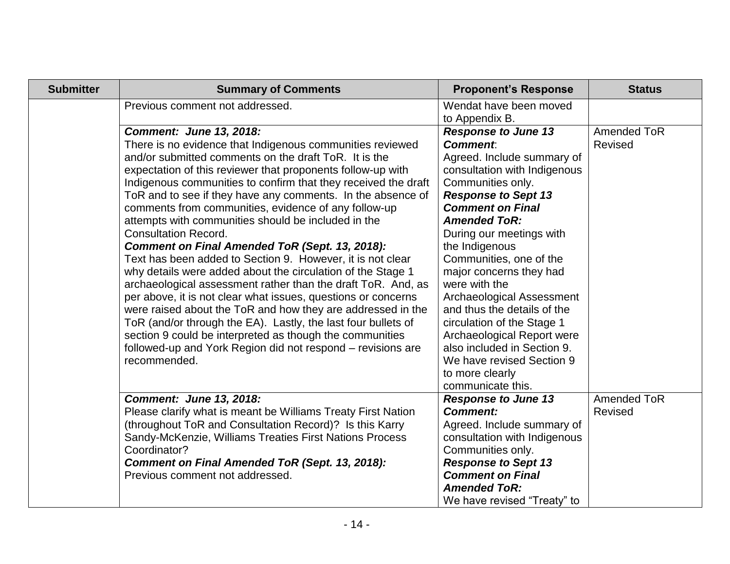| Submitter | Summary of Comments | Proponent's Response | Status |
|---|---|---|---|
| | Previous comment not addressed. | Wendat have been moved to Appendix B. | |
| | ***Comment: June 13, 2018:*** There is no evidence that Indigenous communities reviewed and/or submitted comments on the draft ToR. It is the expectation of this reviewer that proponents follow-up with Indigenous communities to confirm that they received the draft ToR and to see if they have any comments. In the absence of comments from communities, evidence of any follow-up attempts with communities should be included in the Consultation Record. ***Comment on Final Amended ToR (Sept. 13, 2018):*** Text has been added to Section 9. However, it is not clear why details were added about the circulation of the Stage 1 archaeological assessment rather than the draft ToR. And, as per above, it is not clear what issues, questions or concerns were raised about the ToR and how they are addressed in the ToR (and/or through the EA). Lastly, the last four bullets of section 9 could be interpreted as though the communities followed-up and York Region did not respond – revisions are recommended. | ***Response to June 13 Comment***: Agreed. Include summary of consultation with Indigenous Communities only. ***Response to Sept 13 Comment on Final Amended ToR:*** During our meetings with the Indigenous Communities, one of the major concerns they had were with the Archaeological Assessment and thus the details of the circulation of the Stage 1 Archaeological Report were also included in Section 9. We have revised Section 9 to more clearly communicate this. | Amended ToR Revised |
| | ***Comment: June 13, 2018:*** Please clarify what is meant be Williams Treaty First Nation (throughout ToR and Consultation Record)? Is this Karry Sandy-McKenzie, Williams Treaties First Nations Process Coordinator? ***Comment on Final Amended ToR (Sept. 13, 2018):*** Previous comment not addressed. | ***Response to June 13 Comment:*** Agreed. Include summary of consultation with Indigenous Communities only. ***Response to Sept 13 Comment on Final Amended ToR:*** We have revised "Treaty" to | Amended ToR Revised |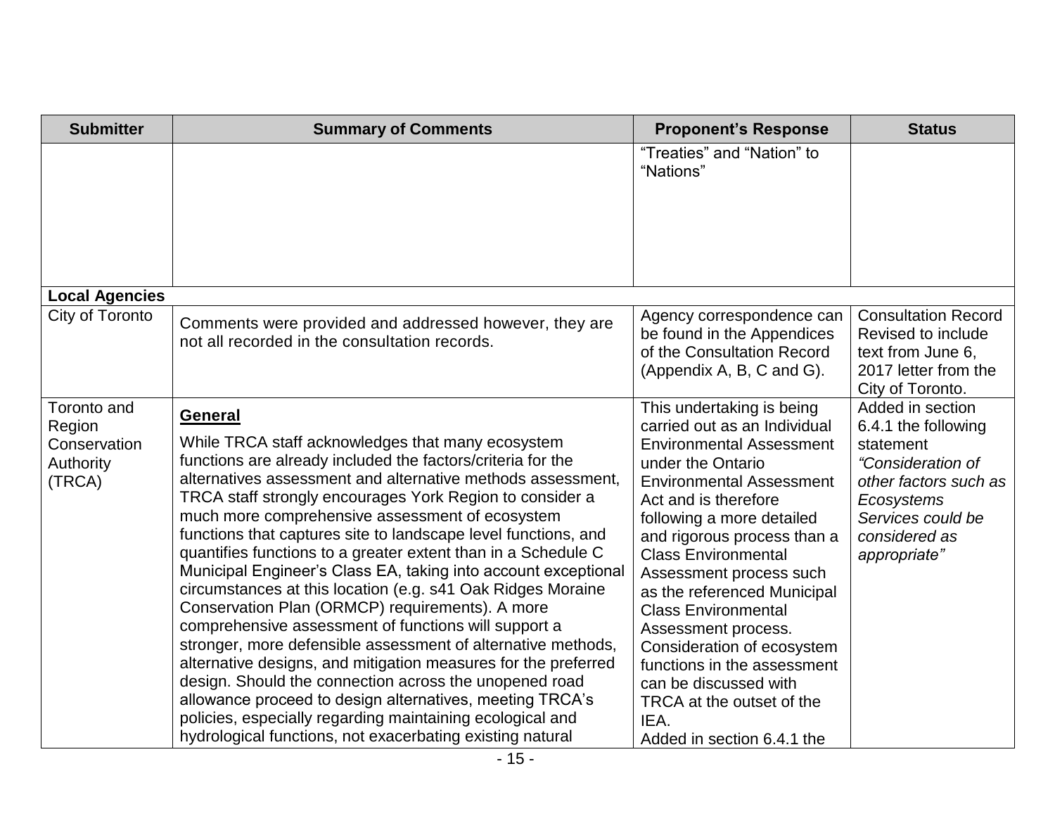| Submitter | Summary of Comments | Proponent's Response | Status |
|---|---|---|---|
| | | "Treaties" and "Nation" to "Nations" | |
| **Local Agencies** | | | |
| City of Toronto | Comments were provided and addressed however, they are not all recorded in the consultation records. | Agency correspondence can be found in the Appendices of the Consultation Record (Appendix A, B, C and G). | Consultation Record Revised to include text from June 6, 2017 letter from the City of Toronto. |
| Toronto and Region Conservation Authority (TRCA) | **General**<br><br>While TRCA staff acknowledges that many ecosystem functions are already included the factors/criteria for the alternatives assessment and alternative methods assessment, TRCA staff strongly encourages York Region to consider a much more comprehensive assessment of ecosystem functions that captures site to landscape level functions, and quantifies functions to a greater extent than in a Schedule C Municipal Engineer's Class EA, taking into account exceptional circumstances at this location (e.g. s41 Oak Ridges Moraine Conservation Plan (ORMCP) requirements). A more comprehensive assessment of functions will support a stronger, more defensible assessment of alternative methods, alternative designs, and mitigation measures for the preferred design. Should the connection across the unopened road allowance proceed to design alternatives, meeting TRCA's policies, especially regarding maintaining ecological and hydrological functions, not exacerbating existing natural | This undertaking is being carried out as an Individual Environmental Assessment under the Ontario Environmental Assessment Act and is therefore following a more detailed and rigorous process than a Class Environmental Assessment process such as the referenced Municipal Class Environmental Assessment process. Consideration of ecosystem functions in the assessment can be discussed with TRCA at the outset of the IEA.<br>Added in section 6.4.1 the | Added in section 6.4.1 the following statement *"Consideration of other factors such as Ecosystems Services could be considered as appropriate"* |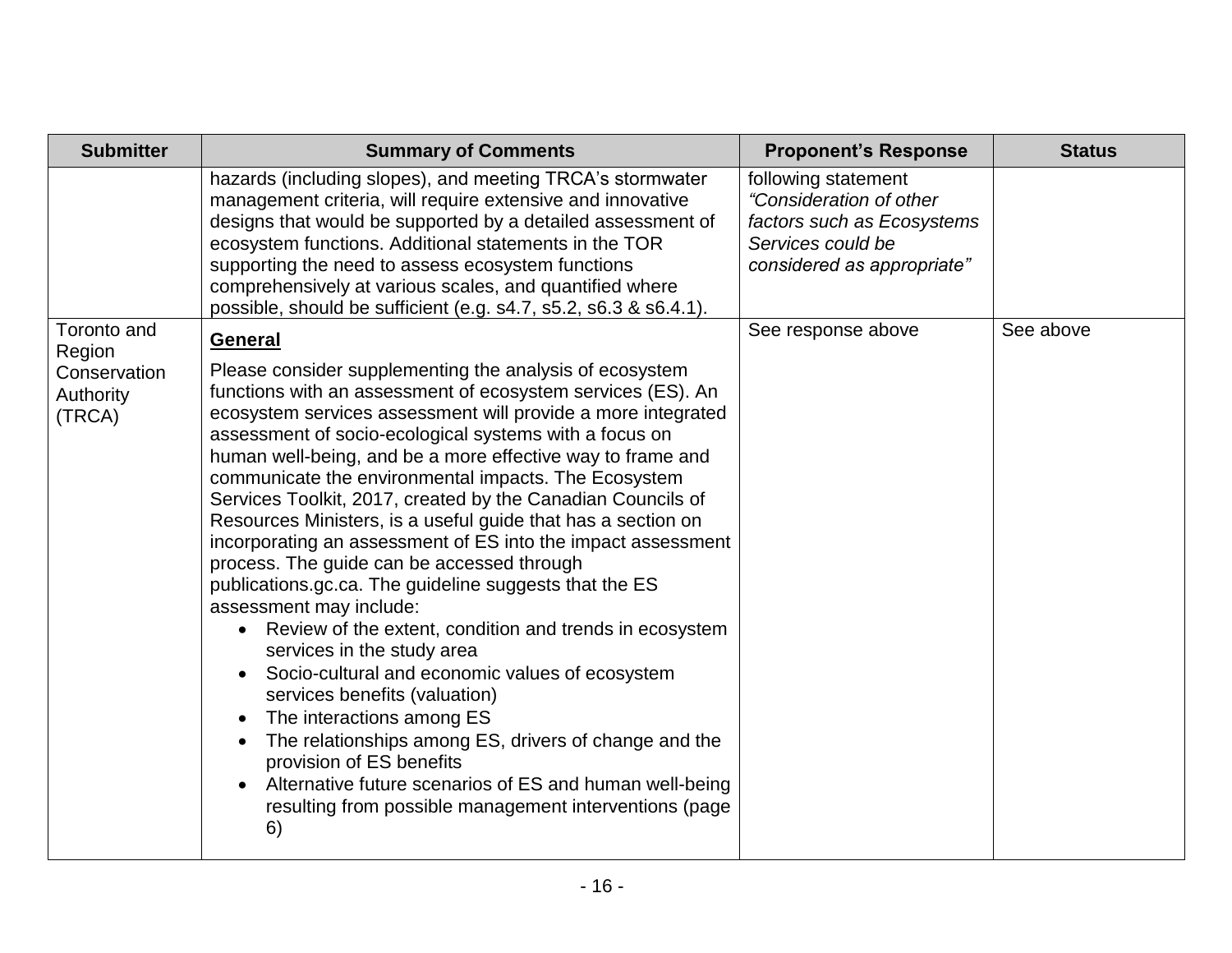| Submitter | Summary of Comments | Proponent's Response | Status |
|---|---|---|---|
| | hazards (including slopes), and meeting TRCA's stormwater management criteria, will require extensive and innovative designs that would be supported by a detailed assessment of ecosystem functions. Additional statements in the TOR supporting the need to assess ecosystem functions comprehensively at various scales, and quantified where possible, should be sufficient (e.g. s4.7, s5.2, s6.3 & s6.4.1). | following statement *"Consideration of other factors such as Ecosystems Services could be considered as appropriate"* | |
| Toronto and Region Conservation Authority (TRCA) | **General**<br><br>Please consider supplementing the analysis of ecosystem functions with an assessment of ecosystem services (ES). An ecosystem services assessment will provide a more integrated assessment of socio-ecological systems with a focus on human well-being, and be a more effective way to frame and communicate the environmental impacts. The Ecosystem Services Toolkit, 2017, created by the Canadian Councils of Resources Ministers, is a useful guide that has a section on incorporating an assessment of ES into the impact assessment process. The guide can be accessed through publications.gc.ca. The guideline suggests that the ES assessment may include:<br>• Review of the extent, condition and trends in ecosystem services in the study area<br>• Socio-cultural and economic values of ecosystem services benefits (valuation)<br>• The interactions among ES<br>• The relationships among ES, drivers of change and the provision of ES benefits<br>• Alternative future scenarios of ES and human well-being resulting from possible management interventions (page 6) | See response above | See above |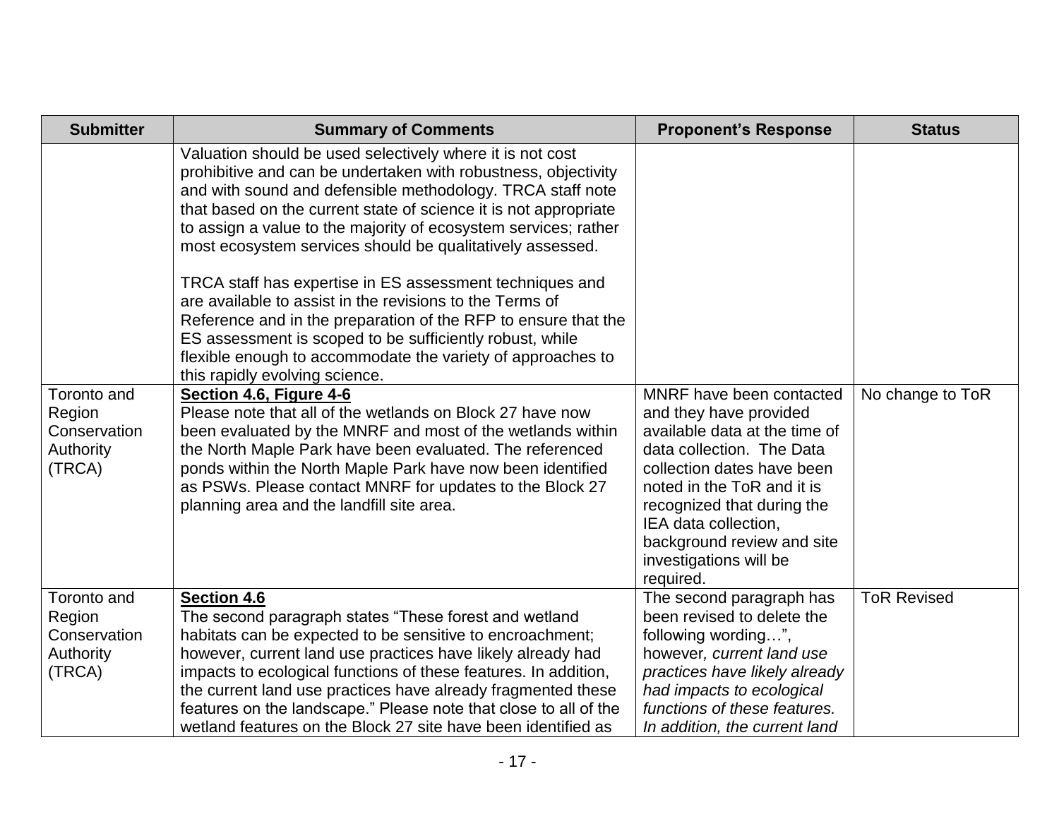| Submitter | Summary of Comments | Proponent's Response | Status |
|---|---|---|---|
| | Valuation should be used selectively where it is not cost prohibitive and can be undertaken with robustness, objectivity and with sound and defensible methodology. TRCA staff note that based on the current state of science it is not appropriate to assign a value to the majority of ecosystem services; rather most ecosystem services should be qualitatively assessed.<br><br>TRCA staff has expertise in ES assessment techniques and are available to assist in the revisions to the Terms of Reference and in the preparation of the RFP to ensure that the ES assessment is scoped to be sufficiently robust, while flexible enough to accommodate the variety of approaches to this rapidly evolving science. | | |
| Toronto and Region Conservation Authority (TRCA) | **Section 4.6, Figure 4-6**<br>Please note that all of the wetlands on Block 27 have now been evaluated by the MNRF and most of the wetlands within the North Maple Park have been evaluated. The referenced ponds within the North Maple Park have now been identified as PSWs. Please contact MNRF for updates to the Block 27 planning area and the landfill site area. | MNRF have been contacted and they have provided available data at the time of data collection. The Data collection dates have been noted in the ToR and it is recognized that during the IEA data collection, background review and site investigations will be required. | No change to ToR |
| Toronto and Region Conservation Authority (TRCA) | **Section 4.6**<br>The second paragraph states "These forest and wetland habitats can be expected to be sensitive to encroachment; however, current land use practices have likely already had impacts to ecological functions of these features. In addition, the current land use practices have already fragmented these features on the landscape." Please note that close to all of the wetland features on the Block 27 site have been identified as | The second paragraph has been revised to delete the following wording…", however*, current land use practices have likely already had impacts to ecological functions of these features. In addition, the current land* | ToR Revised |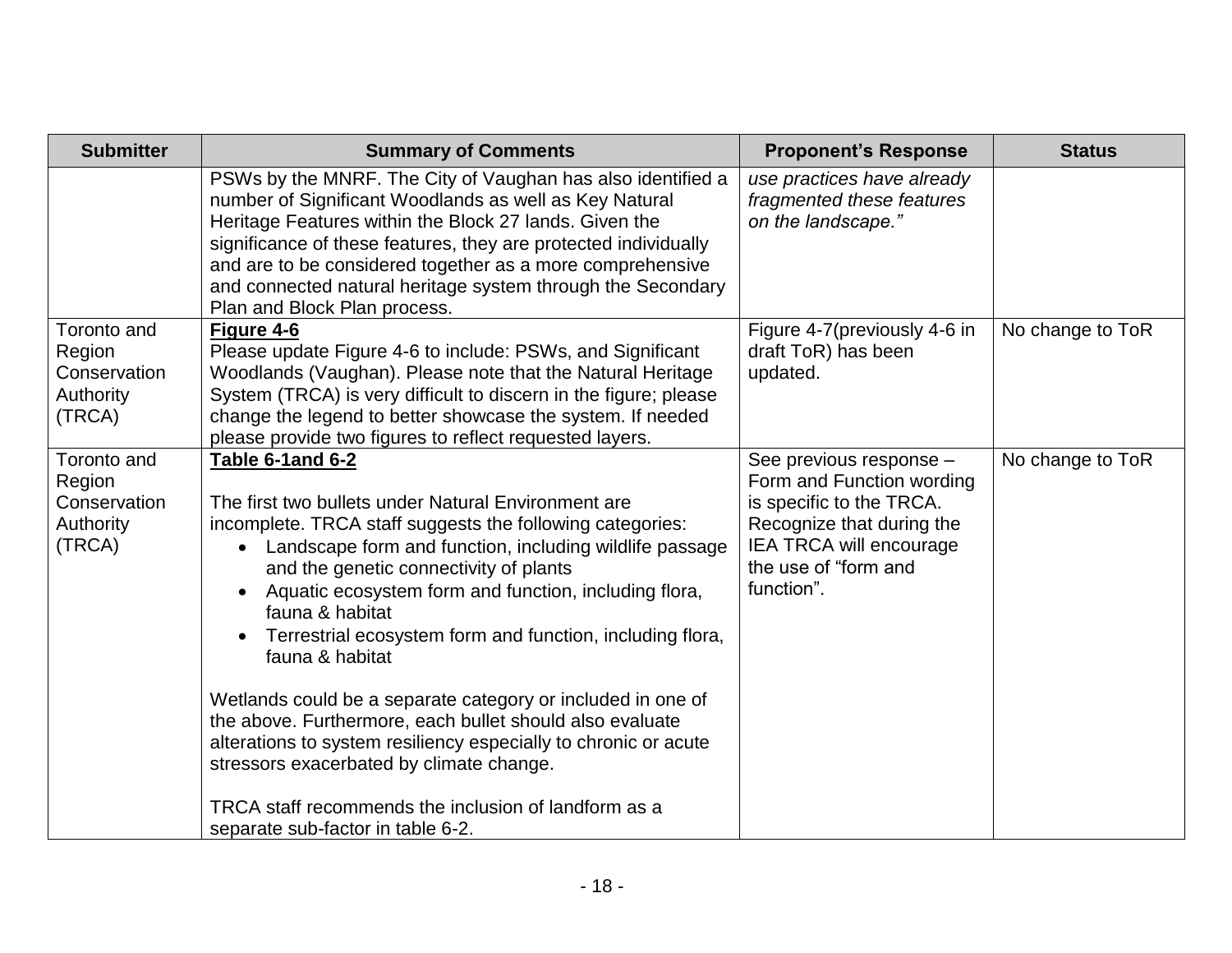| Submitter | Summary of Comments | Proponent's Response | Status |
|---|---|---|---|
| | PSWs by the MNRF. The City of Vaughan has also identified a number of Significant Woodlands as well as Key Natural Heritage Features within the Block 27 lands. Given the significance of these features, they are protected individually and are to be considered together as a more comprehensive and connected natural heritage system through the Secondary Plan and Block Plan process. | *use practices have already fragmented these features on the landscape."* | |
| Toronto and Region Conservation Authority (TRCA) | **<u>Figure 4-6</u>**<br>Please update Figure 4-6 to include: PSWs, and Significant Woodlands (Vaughan). Please note that the Natural Heritage System (TRCA) is very difficult to discern in the figure; please change the legend to better showcase the system. If needed please provide two figures to reflect requested layers. | Figure 4-7(previously 4-6 in draft ToR) has been updated. | No change to ToR |
| Toronto and Region Conservation Authority (TRCA) | **<u>Table 6-1and 6-2</u>**<br><br>The first two bullets under Natural Environment are incomplete. TRCA staff suggests the following categories:<br>• Landscape form and function, including wildlife passage and the genetic connectivity of plants<br>• Aquatic ecosystem form and function, including flora, fauna & habitat<br>• Terrestrial ecosystem form and function, including flora, fauna & habitat<br><br>Wetlands could be a separate category or included in one of the above. Furthermore, each bullet should also evaluate alterations to system resiliency especially to chronic or acute stressors exacerbated by climate change.<br><br>TRCA staff recommends the inclusion of landform as a separate sub-factor in table 6-2. | See previous response – Form and Function wording is specific to the TRCA. Recognize that during the IEA TRCA will encourage the use of "form and function". | No change to ToR |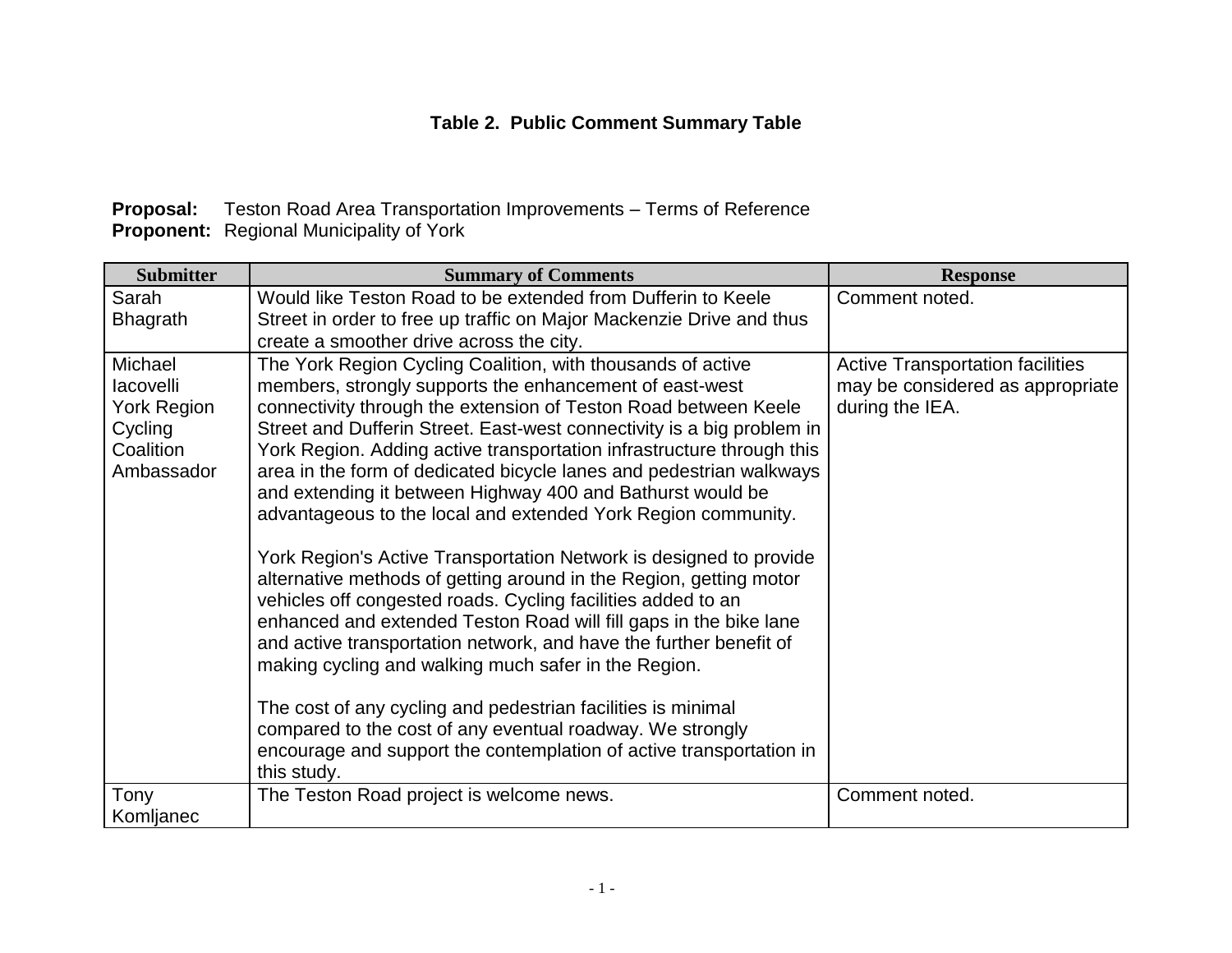**Table 2. Public Comment Summary Table**

**Proposal:** Teston Road Area Transportation Improvements – Terms of Reference
**Proponent:** Regional Municipality of York

| Submitter | Summary of Comments | Response |
|---|---|---|
| Sarah Bhagrath | Would like Teston Road to be extended from Dufferin to Keele Street in order to free up traffic on Major Mackenzie Drive and thus create a smoother drive across the city. | Comment noted. |
| Michael Iacovelli York Region Cycling Coalition Ambassador | The York Region Cycling Coalition, with thousands of active members, strongly supports the enhancement of east-west connectivity through the extension of Teston Road between Keele Street and Dufferin Street. East-west connectivity is a big problem in York Region. Adding active transportation infrastructure through this area in the form of dedicated bicycle lanes and pedestrian walkways and extending it between Highway 400 and Bathurst would be advantageous to the local and extended York Region community.<br><br>York Region's Active Transportation Network is designed to provide alternative methods of getting around in the Region, getting motor vehicles off congested roads. Cycling facilities added to an enhanced and extended Teston Road will fill gaps in the bike lane and active transportation network, and have the further benefit of making cycling and walking much safer in the Region.<br><br>The cost of any cycling and pedestrian facilities is minimal compared to the cost of any eventual roadway. We strongly encourage and support the contemplation of active transportation in this study. | Active Transportation facilities may be considered as appropriate during the IEA. |
| Tony Komljanec | The Teston Road project is welcome news. | Comment noted. |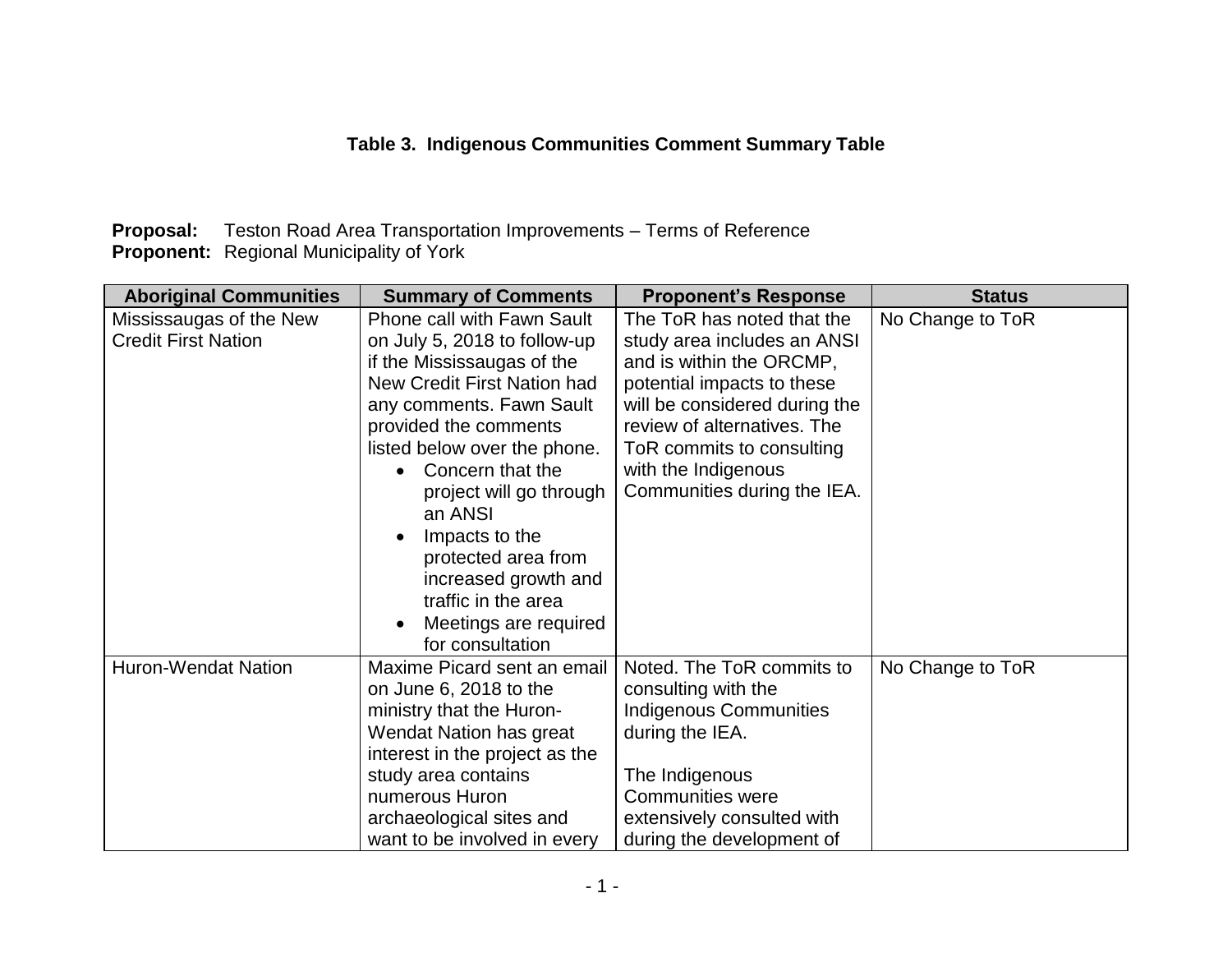**Table 3. Indigenous Communities Comment Summary Table**

**Proposal:** Teston Road Area Transportation Improvements – Terms of Reference
**Proponent:** Regional Municipality of York

| Aboriginal Communities | Summary of Comments | Proponent's Response | Status |
|---|---|---|---|
| Mississaugas of the New Credit First Nation | Phone call with Fawn Sault on July 5, 2018 to follow-up if the Mississaugas of the New Credit First Nation had any comments. Fawn Sault provided the comments listed below over the phone.<br>• Concern that the project will go through an ANSI<br>• Impacts to the protected area from increased growth and traffic in the area<br>• Meetings are required for consultation | The ToR has noted that the study area includes an ANSI and is within the ORCMP, potential impacts to these will be considered during the review of alternatives. The ToR commits to consulting with the Indigenous Communities during the IEA. | No Change to ToR |
| Huron-Wendat Nation | Maxime Picard sent an email on June 6, 2018 to the ministry that the Huron-Wendat Nation has great interest in the project as the study area contains numerous Huron archaeological sites and want to be involved in every | Noted. The ToR commits to consulting with the Indigenous Communities during the IEA.<br><br>The Indigenous Communities were extensively consulted with during the development of | No Change to ToR |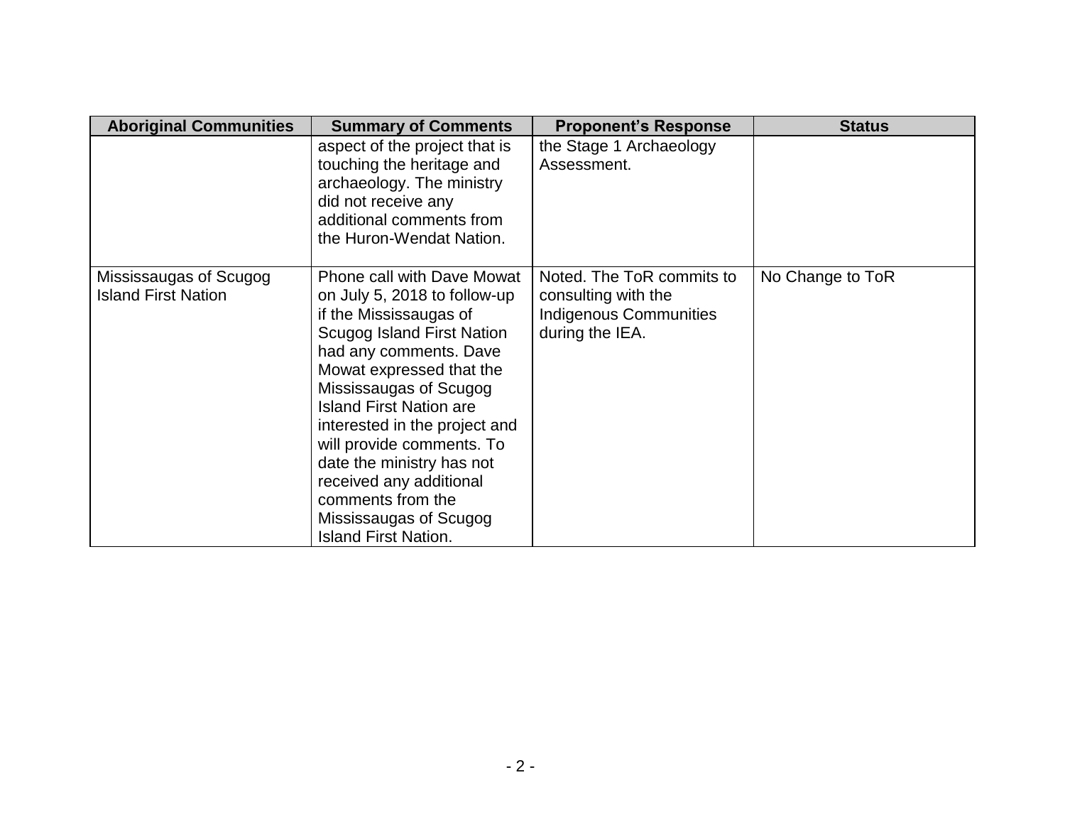| Aboriginal Communities | Summary of Comments | Proponent's Response | Status |
|---|---|---|---|
| | aspect of the project that is touching the heritage and archaeology. The ministry did not receive any additional comments from the Huron-Wendat Nation. | the Stage 1 Archaeology Assessment. | |
| Mississaugas of Scugog Island First Nation | Phone call with Dave Mowat on July 5, 2018 to follow-up if the Mississaugas of Scugog Island First Nation had any comments. Dave Mowat expressed that the Mississaugas of Scugog Island First Nation are interested in the project and will provide comments. To date the ministry has not received any additional comments from the Mississaugas of Scugog Island First Nation. | Noted. The ToR commits to consulting with the Indigenous Communities during the IEA. | No Change to ToR |